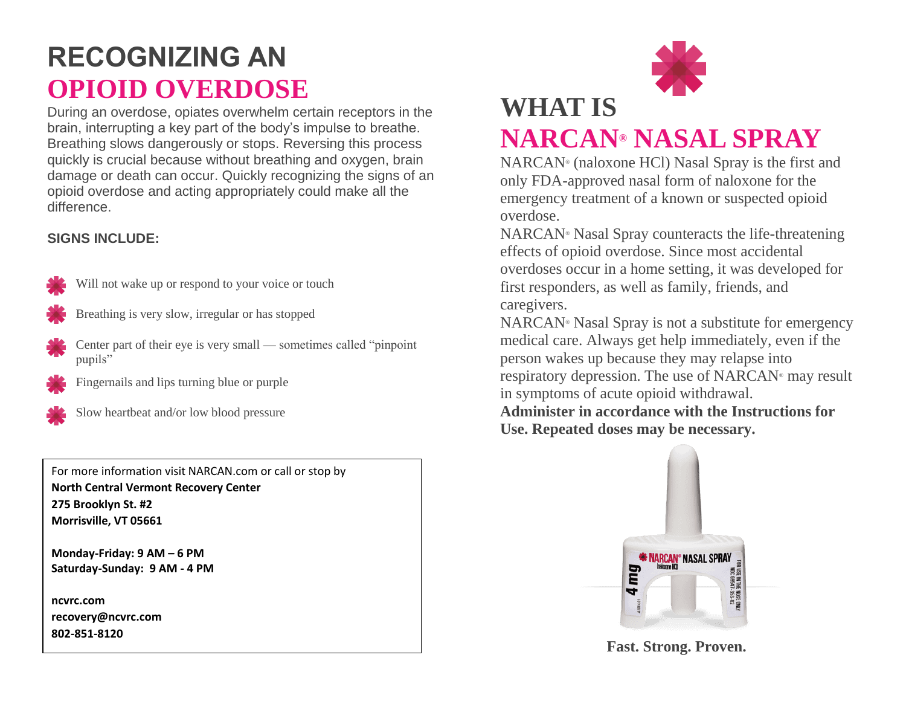# RECOGNIZING AN OPIOID OVERDOSE

During an overdose, opiates overwhelm certain receptors in the brain, interrupting a key part of the body's impulse to breathe. Breathing slows dangerously or stops. Reversing this process quickly is crucial because without breathing and oxygen, brain damage or death can occur. Quickly recognizing the signs of an opioid overdose and acting appropriately could make all the difference.

**SIGNS INCLUDE:**

- Will not wake up or respond to your voice or touch
- Breathing is very slow, irregular or has stopped
- Center part of their eye is very small — sometimes called "pinpoint pupils"
- Fingernails and lips turning blue or purple
- Slow heartbeat and/or low blood pressure

For more information visit NARCAN.com or call or stop by
**North Central Vermont Recovery Center**
**275 Brooklyn St. #2**
**Morrisville, VT 05661**

**Monday-Friday: 9 AM – 6 PM**
**Saturday-Sunday: 9 AM - 4 PM**

**ncvrc.com**
**recovery@ncvrc.com**
**802-851-8120**

# WHAT IS NARCAN® NASAL SPRAY

NARCAN® (naloxone HCl) Nasal Spray is the first and only FDA-approved nasal form of naloxone for the emergency treatment of a known or suspected opioid overdose.

NARCAN® Nasal Spray counteracts the life-threatening effects of opioid overdose. Since most accidental overdoses occur in a home setting, it was developed for first responders, as well as family, friends, and caregivers.

NARCAN® Nasal Spray is not a substitute for emergency medical care. Always get help immediately, even if the person wakes up because they may relapse into respiratory depression. The use of NARCAN® may result in symptoms of acute opioid withdrawal.

**Administer in accordance with the Instructions for Use. Repeated doses may be necessary.**

**Fast. Strong. Proven.**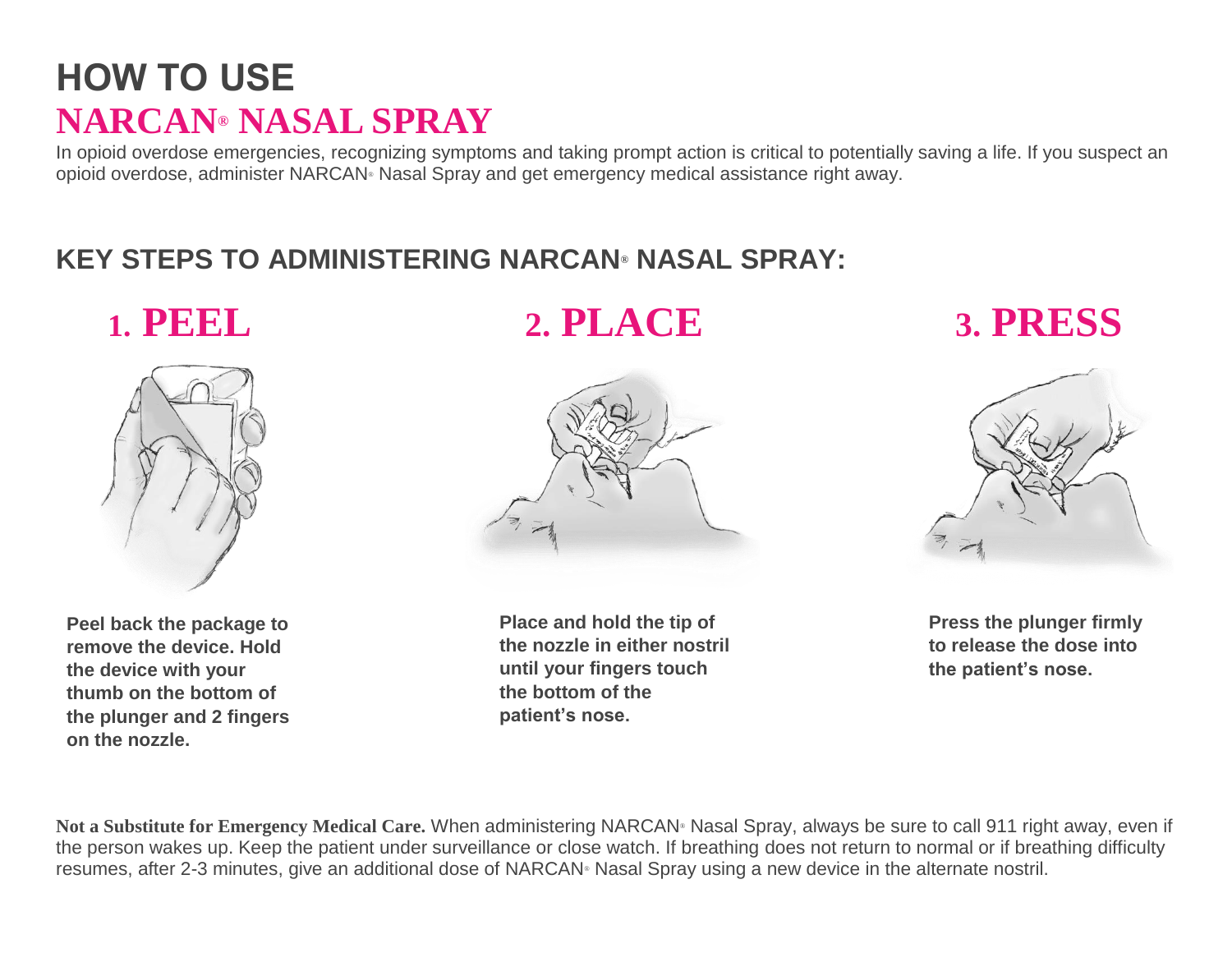# HOW TO USE

# NARCAN® NASAL SPRAY

In opioid overdose emergencies, recognizing symptoms and taking prompt action is critical to potentially saving a life. If you suspect an opioid overdose, administer NARCAN® Nasal Spray and get emergency medical assistance right away.

## KEY STEPS TO ADMINISTERING NARCAN® NASAL SPRAY:

### 1. PEEL

**Peel back the package to remove the device. Hold the device with your thumb on the bottom of the plunger and 2 fingers on the nozzle.**

### 2. PLACE

**Place and hold the tip of the nozzle in either nostril until your fingers touch the bottom of the patient's nose.**

### 3. PRESS

**Press the plunger firmly to release the dose into the patient's nose.**

**Not a Substitute for Emergency Medical Care.** When administering NARCAN® Nasal Spray, always be sure to call 911 right away, even if the person wakes up. Keep the patient under surveillance or close watch. If breathing does not return to normal or if breathing difficulty resumes, after 2-3 minutes, give an additional dose of NARCAN® Nasal Spray using a new device in the alternate nostril.